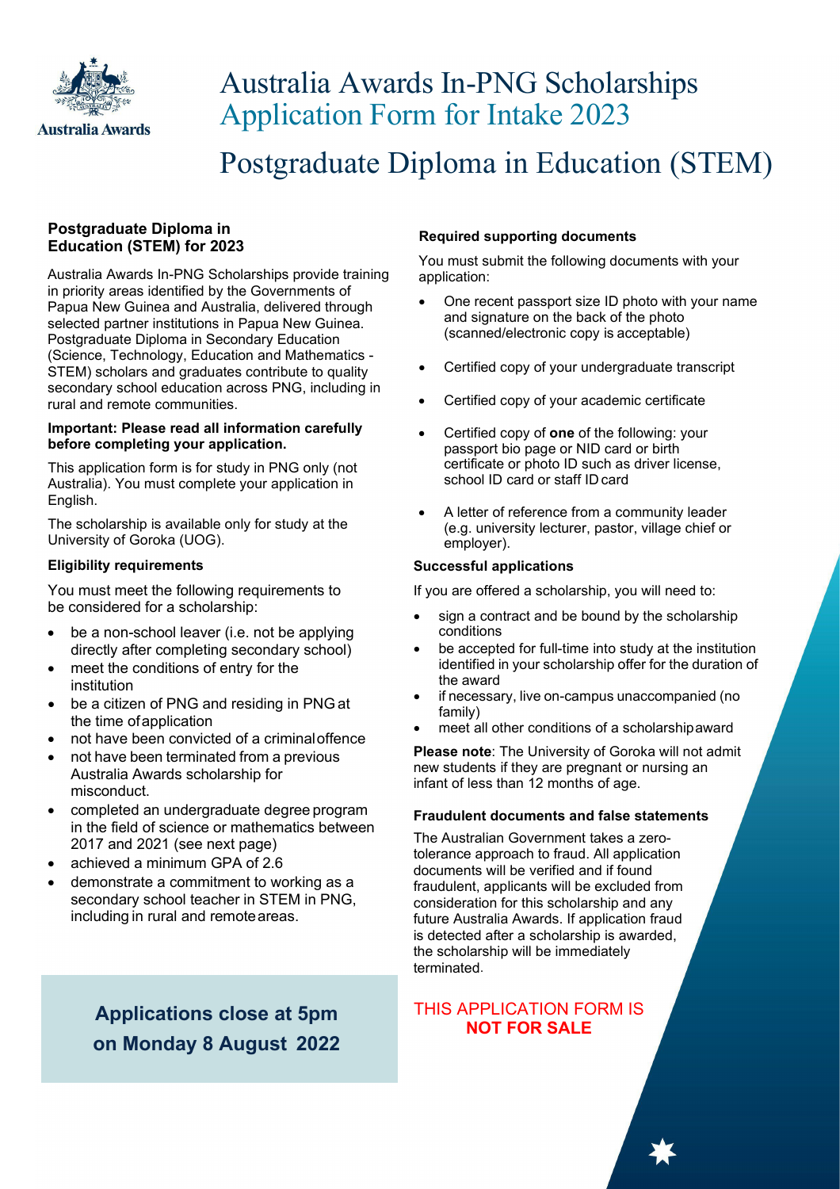Australia Awards

# Australia Awards In-PNG Scholarships Application Form for Intake 2023

# Postgraduate Diploma in Education (STEM)

## Postgraduate Diploma in Education (STEM) for 2023

Australia Awards In-PNG Scholarships provide training in priority areas identified by the Governments of Papua New Guinea and Australia, delivered through selected partner institutions in Papua New Guinea. Postgraduate Diploma in Secondary Education (Science, Technology, Education and Mathematics - STEM) scholars and graduates contribute to quality secondary school education across PNG, including in rural and remote communities.

**Important: Please read all information carefully before completing your application.**

This application form is for study in PNG only (not Australia). You must complete your application in English.

The scholarship is available only for study at the University of Goroka (UOG).

### Eligibility requirements

You must meet the following requirements to be considered for a scholarship:

- be a non-school leaver (i.e. not be applying directly after completing secondary school)
- meet the conditions of entry for the institution
- be a citizen of PNG and residing in PNG at the time of application
- not have been convicted of a criminal offence
- not have been terminated from a previous Australia Awards scholarship for misconduct.
- completed an undergraduate degree program in the field of science or mathematics between 2017 and 2021 (see next page)
- achieved a minimum GPA of 2.6
- demonstrate a commitment to working as a secondary school teacher in STEM in PNG, including in rural and remote areas.

**Applications close at 5pm on Monday 8 August 2022**

### Required supporting documents

You must submit the following documents with your application:

- One recent passport size ID photo with your name and signature on the back of the photo (scanned/electronic copy is acceptable)
- Certified copy of your undergraduate transcript
- Certified copy of your academic certificate
- Certified copy of **one** of the following: your passport bio page or NID card or birth certificate or photo ID such as driver license, school ID card or staff ID card
- A letter of reference from a community leader (e.g. university lecturer, pastor, village chief or employer).

### Successful applications

If you are offered a scholarship, you will need to:

- sign a contract and be bound by the scholarship conditions
- be accepted for full-time into study at the institution identified in your scholarship offer for the duration of the award
- if necessary, live on-campus unaccompanied (no family)
- meet all other conditions of a scholarship award

**Please note**: The University of Goroka will not admit new students if they are pregnant or nursing an infant of less than 12 months of age.

### Fraudulent documents and false statements

The Australian Government takes a zero-tolerance approach to fraud. All application documents will be verified and if found fraudulent, applicants will be excluded from consideration for this scholarship and any future Australia Awards. If application fraud is detected after a scholarship is awarded, the scholarship will be immediately terminated.

THIS APPLICATION FORM IS **NOT FOR SALE**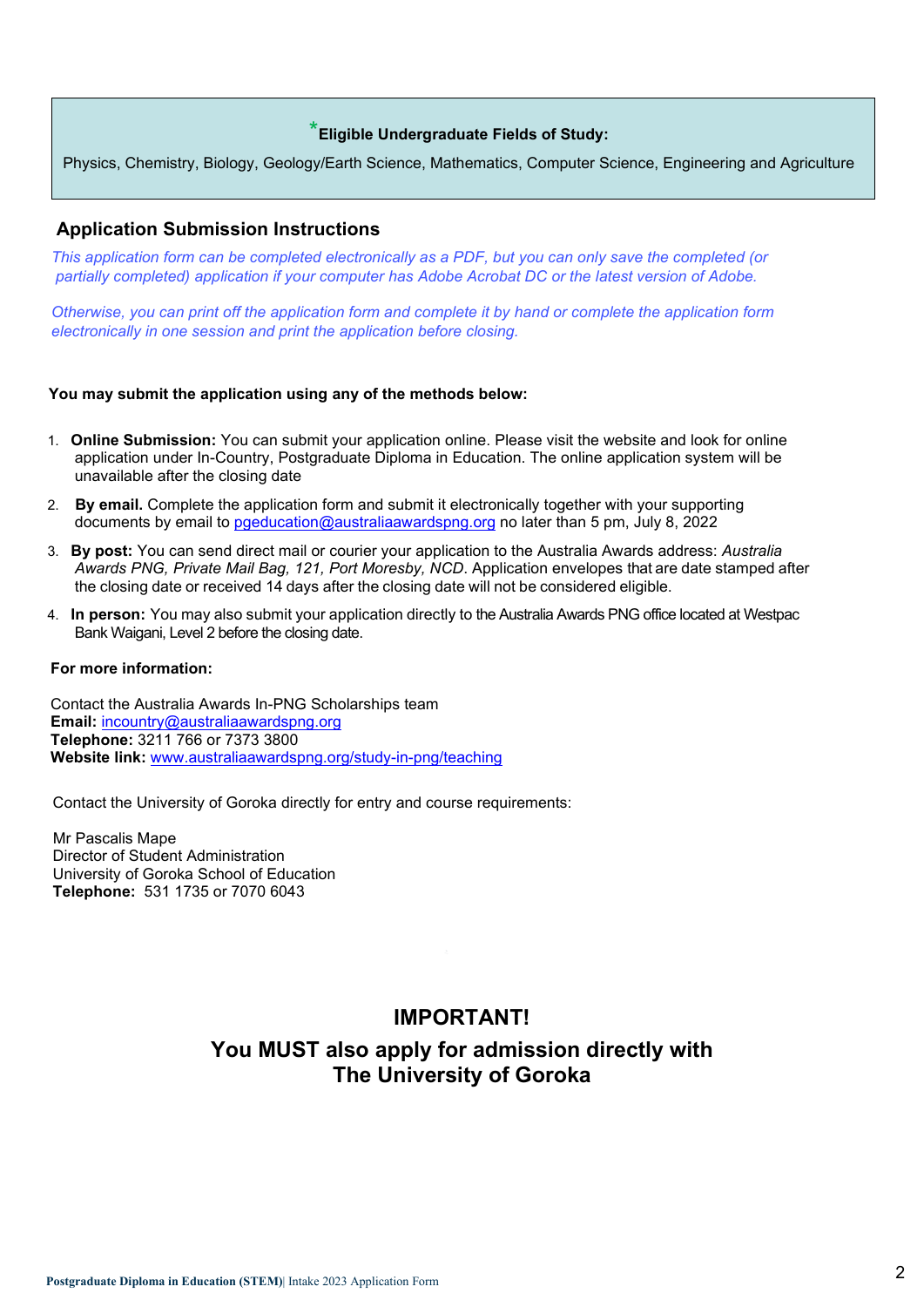**\*Eligible Undergraduate Fields of Study:**

Physics, Chemistry, Biology, Geology/Earth Science, Mathematics, Computer Science, Engineering and Agriculture

## Application Submission Instructions

*This application form can be completed electronically as a PDF, but you can only save the completed (or partially completed) application if your computer has Adobe Acrobat DC or the latest version of Adobe.*

*Otherwise, you can print off the application form and complete it by hand or complete the application form electronically in one session and print the application before closing.*

**You may submit the application using any of the methods below:**

1. **Online Submission:** You can submit your application online. Please visit the website and look for online application under In-Country, Postgraduate Diploma in Education. The online application system will be unavailable after the closing date
2. **By email.** Complete the application form and submit it electronically together with your supporting documents by email to pgeducation@australiaawardspng.org no later than 5 pm, July 8, 2022
3. **By post:** You can send direct mail or courier your application to the Australia Awards address: *Australia Awards PNG, Private Mail Bag, 121, Port Moresby, NCD*. Application envelopes that are date stamped after the closing date or received 14 days after the closing date will not be considered eligible.
4. **In person:** You may also submit your application directly to the Australia Awards PNG office located at Westpac Bank Waigani, Level 2 before the closing date.

**For more information:**

Contact the Australia Awards In-PNG Scholarships team
**Email:** incountry@australiaawardspng.org
**Telephone:** 3211 766 or 7373 3800
**Website link:** www.australiaawardspng.org/study-in-png/teaching

Contact the University of Goroka directly for entry and course requirements:

Mr Pascalis Mape
Director of Student Administration
University of Goroka School of Education
**Telephone:** 531 1735 or 7070 6043

## IMPORTANT!

## You MUST also apply for admission directly with The University of Goroka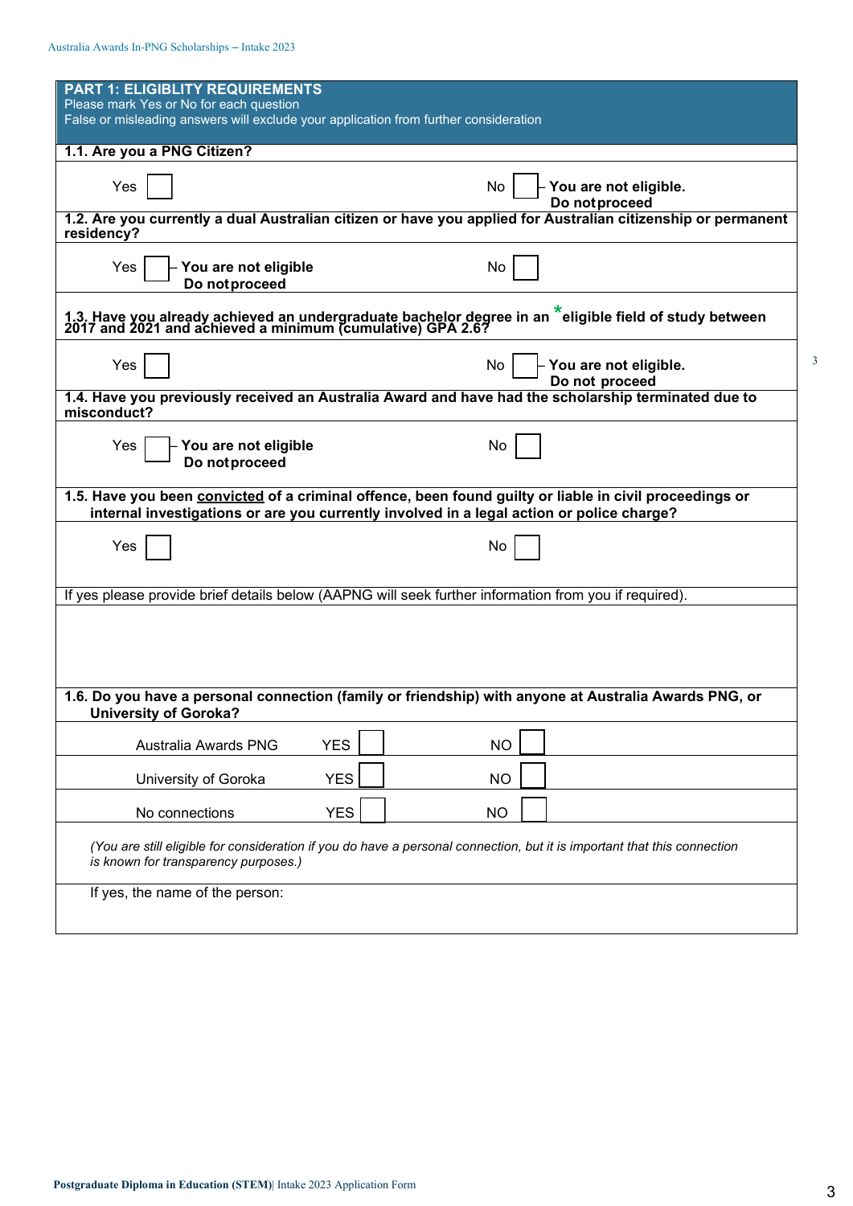## PART 1: ELIGIBLITY REQUIREMENTS

Please mark Yes or No for each question

False or misleading answers will exclude your application from further consideration

**1.1. Are you a PNG Citizen?**

Yes ☐ No ☐ – **You are not eligible. Do not proceed**

**1.2. Are you currently a dual Australian citizen or have you applied for Australian citizenship or permanent residency?**

Yes ☐ – **You are not eligible Do not proceed** No ☐

**1.3. Have you already achieved an undergraduate bachelor degree in an *eligible field of study between 2017 and 2021 and achieved a minimum (cumulative) GPA 2.6?**

Yes ☐ No ☐ – **You are not eligible. Do not proceed**

**1.4. Have you previously received an Australia Award and have had the scholarship terminated due to misconduct?**

Yes ☐ – **You are not eligible Do not proceed** No ☐

**1.5. Have you been <u>convicted</u> of a criminal offence, been found guilty or liable in civil proceedings or internal investigations or are you currently involved in a legal action or police charge?**

Yes ☐ No ☐

If yes please provide brief details below (AAPNG will seek further information from you if required).

**1.6. Do you have a personal connection (family or friendship) with anyone at Australia Awards PNG, or University of Goroka?**

| | | |
|---|---|---|
| Australia Awards PNG | YES ☐ | NO ☐ |
| University of Goroka | YES ☐ | NO ☐ |
| No connections | YES ☐ | NO ☐ |

*(You are still eligible for consideration if you do have a personal connection, but it is important that this connection is known for transparency purposes.)*

If yes, the name of the person: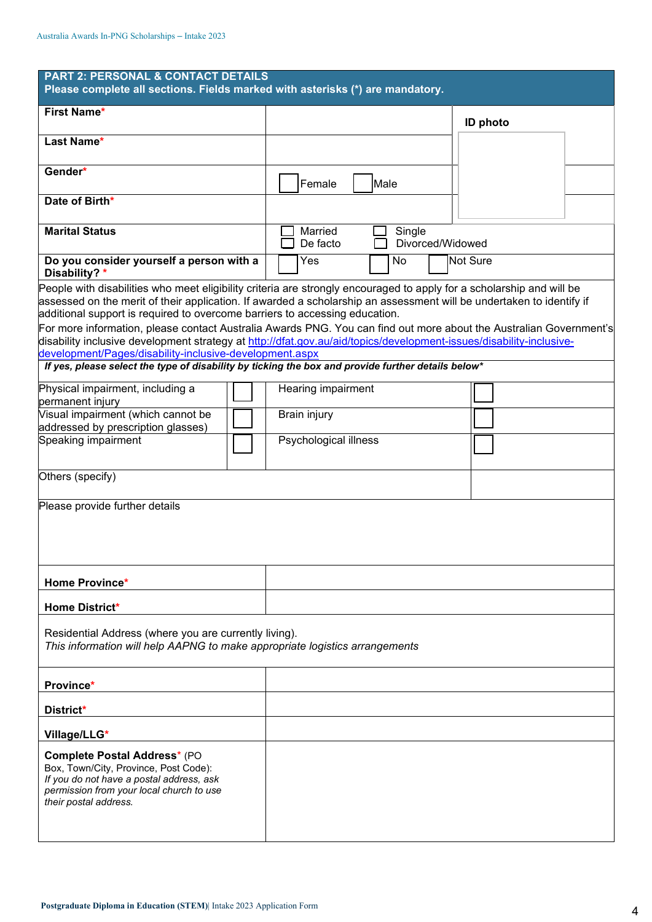## PART 2: PERSONAL & CONTACT DETAILS

**Please complete all sections. Fields marked with asterisks (*) are mandatory.**

| | | |
|---|---|---|
| **First Name*** | | ID photo |
| **Last Name*** | | |
| **Gender*** | ☐ Female ☐ Male | |
| **Date of Birth*** | | |
| **Marital Status** | ☐ Married ☐ Single ☐ De facto ☐ Divorced/Widowed | |
| **Do you consider yourself a person with a Disability? *** | ☐ Yes ☐ No ☐ Not Sure | |

People with disabilities who meet eligibility criteria are strongly encouraged to apply for a scholarship and will be assessed on the merit of their application. If awarded a scholarship an assessment will be undertaken to identify if additional support is required to overcome barriers to accessing education.

For more information, please contact Australia Awards PNG. You can find out more about the Australian Government's disability inclusive development strategy at [http://dfat.gov.au/aid/topics/development-issues/disability-inclusive-development/Pages/disability-inclusive-development.aspx](http://dfat.gov.au/aid/topics/development-issues/disability-inclusive-development/Pages/disability-inclusive-development.aspx)

***If yes, please select the type of disability by ticking the box and provide further details below****

| | | | |
|---|---|---|---|
| Physical impairment, including a permanent injury | ☐ | Hearing impairment | ☐ |
| Visual impairment (which cannot be addressed by prescription glasses) | ☐ | Brain injury | ☐ |
| Speaking impairment | ☐ | Psychological illness | ☐ |
| Others (specify) | | | |

Please provide further details

| | |
|---|---|
| **Home Province*** | |
| **Home District*** | |

Residential Address (where you are currently living).
*This information will help AAPNG to make appropriate logistics arrangements*

| | |
|---|---|
| **Province*** | |
| **District*** | |
| **Village/LLG*** | |
| **Complete Postal Address*** (PO Box, Town/City, Province, Post Code): *If you do not have a postal address, ask permission from your local church to use their postal address.* | |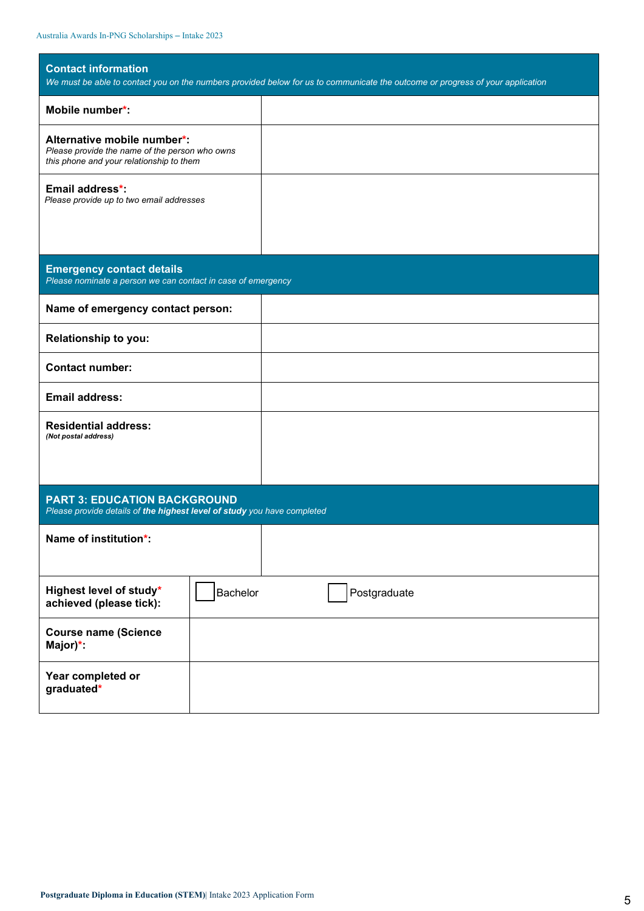## Contact information

*We must be able to contact you on the numbers provided below for us to communicate the outcome or progress of your application*

| | |
|---|---|
| **Mobile number*:** | |
| **Alternative mobile number*:** *Please provide the name of the person who owns this phone and your relationship to them* | |
| **Email address*:** *Please provide up to two email addresses* | |

## Emergency contact details

*Please nominate a person we can contact in case of emergency*

| | |
|---|---|
| **Name of emergency contact person:** | |
| **Relationship to you:** | |
| **Contact number:** | |
| **Email address:** | |
| **Residential address:** ***(Not postal address)*** | |

## PART 3: EDUCATION BACKGROUND

*Please provide details of **the highest level of study** you have completed*

| | | |
|---|---|---|
| **Name of institution*:** | | |
| **Highest level of study* achieved (please tick):** | ☐ Bachelor | ☐ Postgraduate |
| **Course name (Science Major)*:** | | |
| **Year completed or graduated*** | | |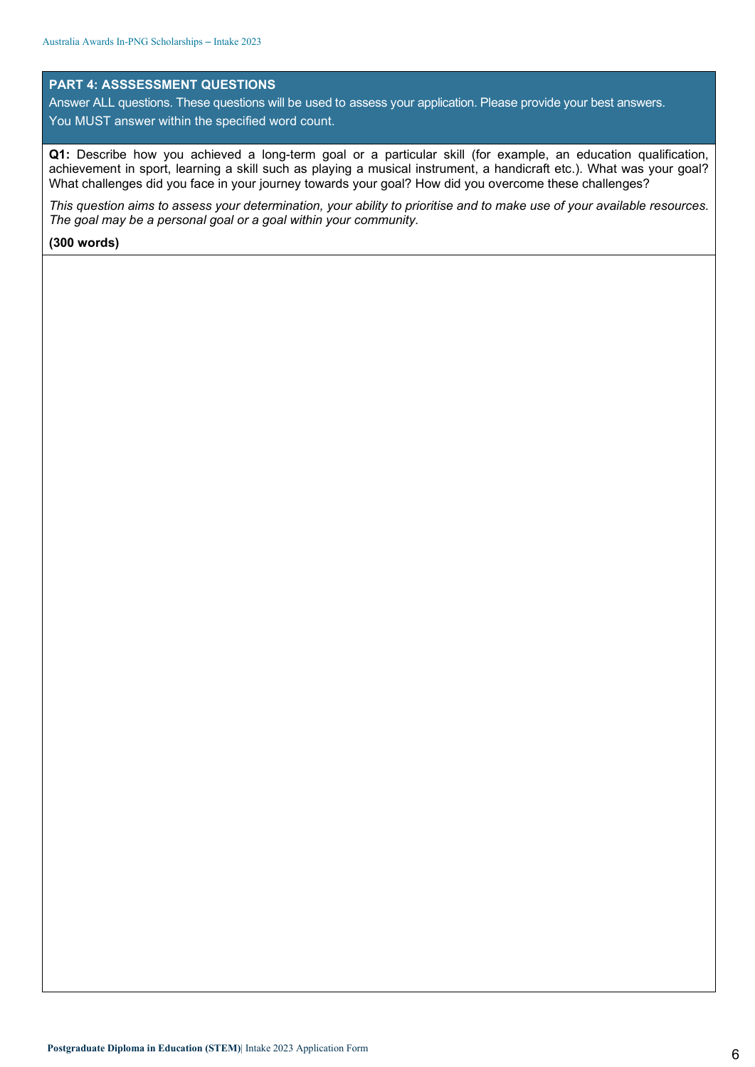## PART 4: ASSSESSMENT QUESTIONS

Answer ALL questions. These questions will be used to assess your application. Please provide your best answers.

You MUST answer within the specified word count.

**Q1:** Describe how you achieved a long-term goal or a particular skill (for example, an education qualification, achievement in sport, learning a skill such as playing a musical instrument, a handicraft etc.). What was your goal? What challenges did you face in your journey towards your goal? How did you overcome these challenges?

*This question aims to assess your determination, your ability to prioritise and to make use of your available resources. The goal may be a personal goal or a goal within your community.*

**(300 words)**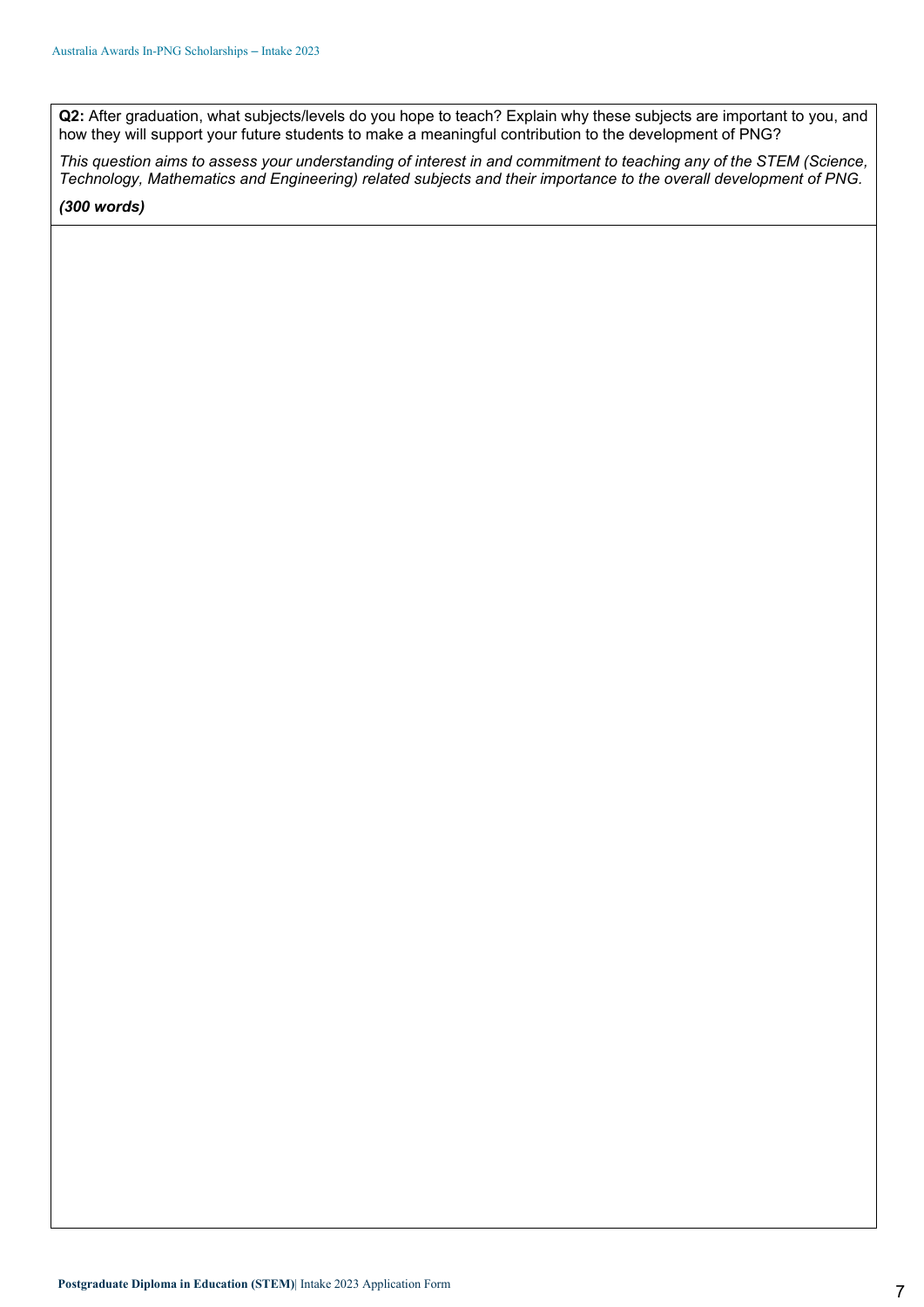**Q2:** After graduation, what subjects/levels do you hope to teach? Explain why these subjects are important to you, and how they will support your future students to make a meaningful contribution to the development of PNG?

*This question aims to assess your understanding of interest in and commitment to teaching any of the STEM (Science, Technology, Mathematics and Engineering) related subjects and their importance to the overall development of PNG.*

***(300 words)***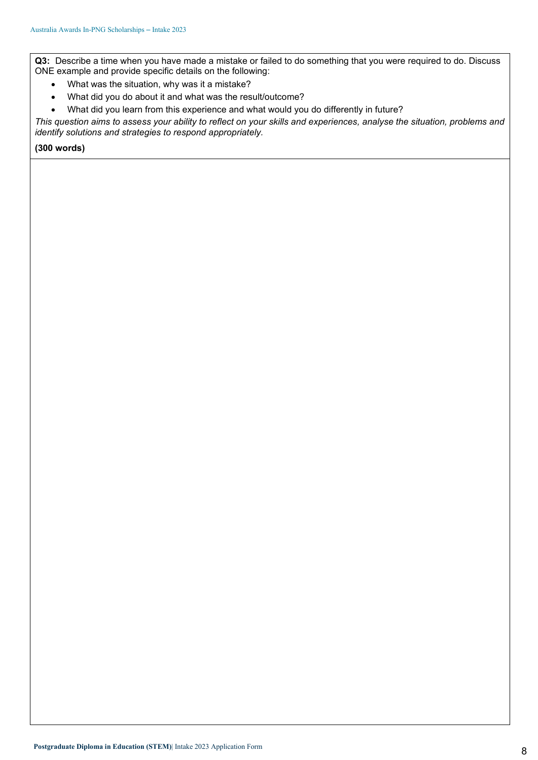**Q3:** Describe a time when you have made a mistake or failed to do something that you were required to do. Discuss ONE example and provide specific details on the following:

- What was the situation, why was it a mistake?
- What did you do about it and what was the result/outcome?
- What did you learn from this experience and what would you do differently in future?

*This question aims to assess your ability to reflect on your skills and experiences, analyse the situation, problems and identify solutions and strategies to respond appropriately.*

**(300 words)**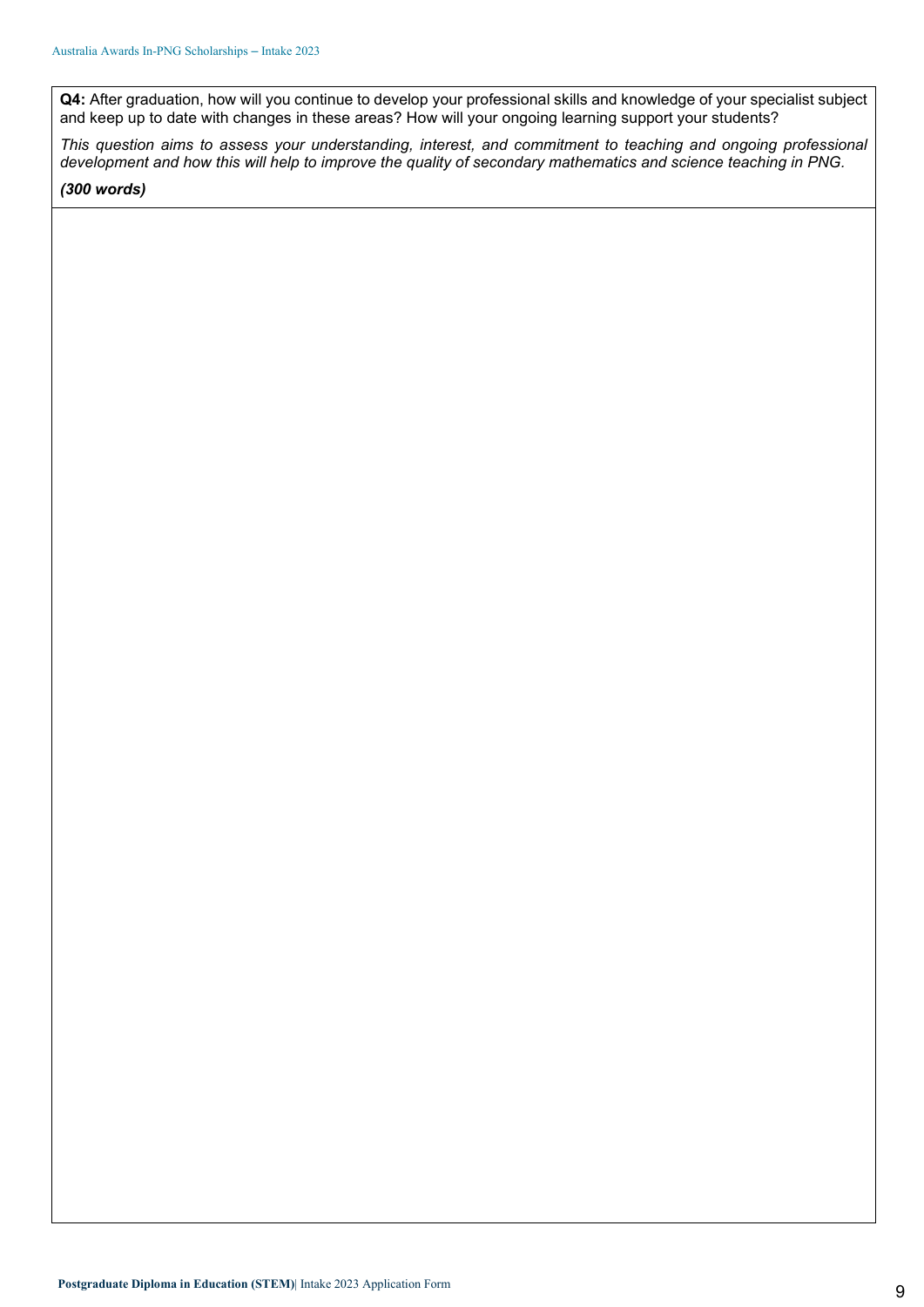**Q4:** After graduation, how will you continue to develop your professional skills and knowledge of your specialist subject and keep up to date with changes in these areas? How will your ongoing learning support your students?

*This question aims to assess your understanding, interest, and commitment to teaching and ongoing professional development and how this will help to improve the quality of secondary mathematics and science teaching in PNG.*

***(300 words)***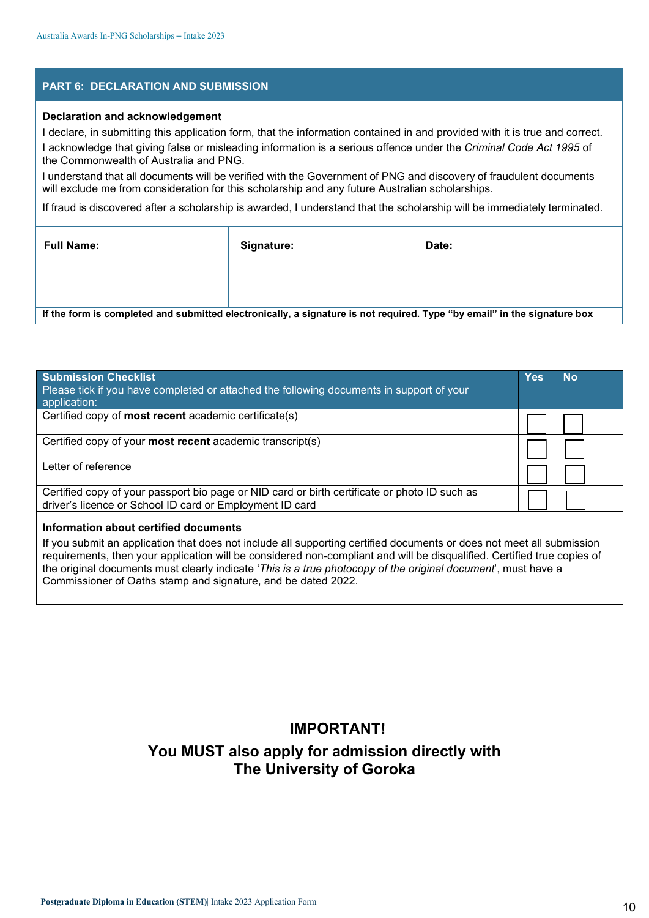## PART 6: DECLARATION AND SUBMISSION

**Declaration and acknowledgement**

I declare, in submitting this application form, that the information contained in and provided with it is true and correct.

I acknowledge that giving false or misleading information is a serious offence under the *Criminal Code Act 1995* of the Commonwealth of Australia and PNG.

I understand that all documents will be verified with the Government of PNG and discovery of fraudulent documents will exclude me from consideration for this scholarship and any future Australian scholarships.

If fraud is discovered after a scholarship is awarded, I understand that the scholarship will be immediately terminated.

| Full Name: | Signature: | Date: |
|---|---|---|
| | | |

**If the form is completed and submitted electronically, a signature is not required. Type "by email" in the signature box**

| **Submission Checklist** Please tick if you have completed or attached the following documents in support of your application: | **Yes** | **No** |
|---|---|---|
| Certified copy of **most recent** academic certificate(s) | ☐ | ☐ |
| Certified copy of your **most recent** academic transcript(s) | ☐ | ☐ |
| Letter of reference | ☐ | ☐ |
| Certified copy of your passport bio page or NID card or birth certificate or photo ID such as driver's licence or School ID card or Employment ID card | ☐ | ☐ |

**Information about certified documents**

If you submit an application that does not include all supporting certified documents or does not meet all submission requirements, then your application will be considered non-compliant and will be disqualified. Certified true copies of the original documents must clearly indicate '*This is a true photocopy of the original document*', must have a Commissioner of Oaths stamp and signature, and be dated 2022.

**IMPORTANT!**

**You MUST also apply for admission directly with The University of Goroka**